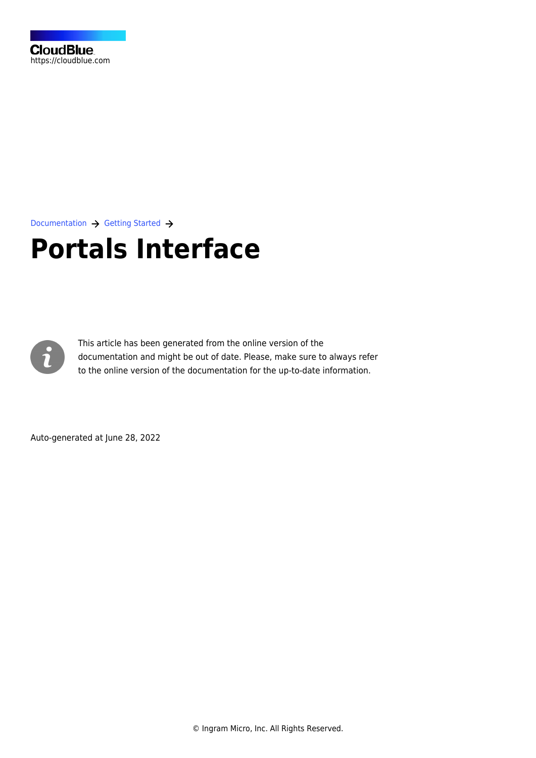CloudBlue
https://cloudblue.com

Documentation → Getting Started →

# Portals Interface

This article has been generated from the online version of the documentation and might be out of date. Please, make sure to always refer to the online version of the documentation for the up-to-date information.

Auto-generated at June 28, 2022

© Ingram Micro, Inc. All Rights Reserved.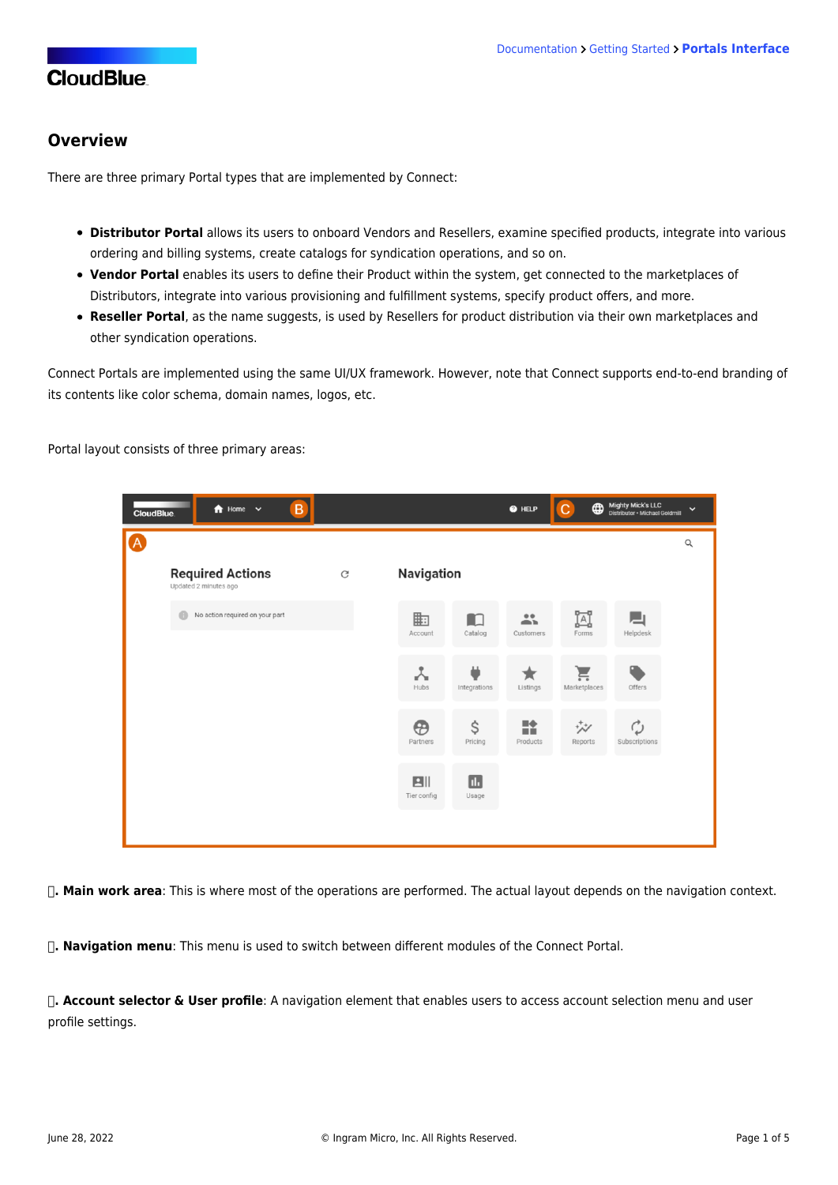## Overview

There are three primary Portal types that are implemented by Connect:

- **Distributor Portal** allows its users to onboard Vendors and Resellers, examine specified products, integrate into various ordering and billing systems, create catalogs for syndication operations, and so on.
- **Vendor Portal** enables its users to define their Product within the system, get connected to the marketplaces of Distributors, integrate into various provisioning and fulfillment systems, specify product offers, and more.
- **Reseller Portal**, as the name suggests, is used by Resellers for product distribution via their own marketplaces and other syndication operations.

Connect Portals are implemented using the same UI/UX framework. However, note that Connect supports end-to-end branding of its contents like color schema, domain names, logos, etc.

Portal layout consists of three primary areas:

. **Main work area**: This is where most of the operations are performed. The actual layout depends on the navigation context.

. **Navigation menu**: This menu is used to switch between different modules of the Connect Portal.

. **Account selector & User profile**: A navigation element that enables users to access account selection menu and user profile settings.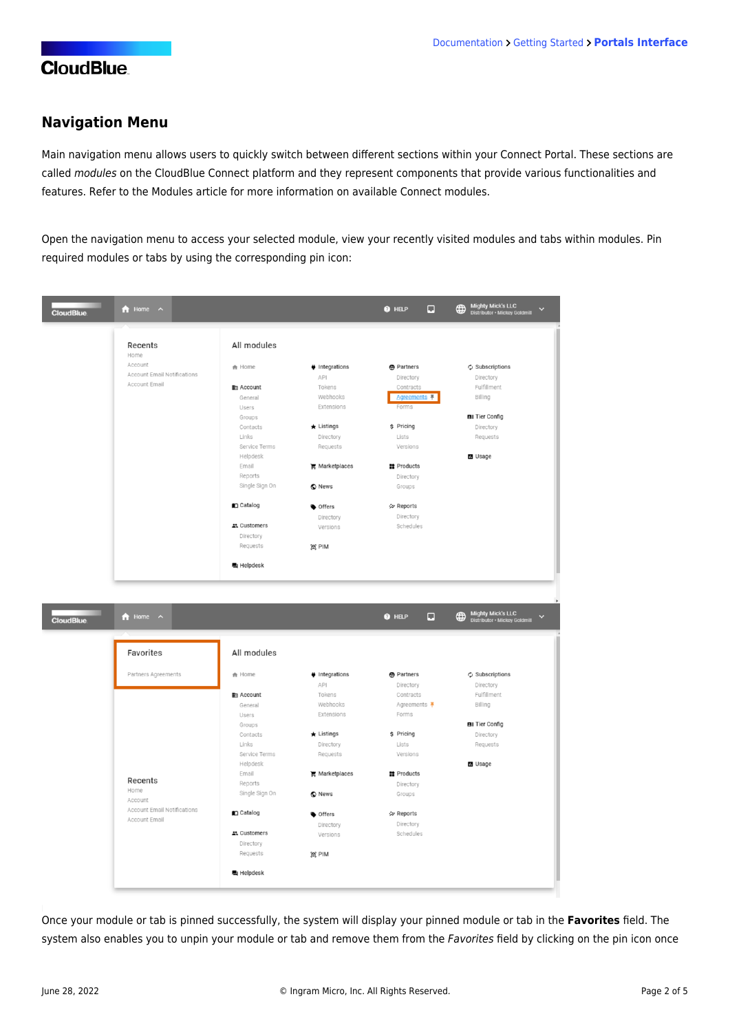## Navigation Menu

Main navigation menu allows users to quickly switch between different sections within your Connect Portal. These sections are called *modules* on the CloudBlue Connect platform and they represent components that provide various functionalities and features. Refer to the Modules article for more information on available Connect modules.

Open the navigation menu to access your selected module, view your recently visited modules and tabs within modules. Pin required modules or tabs by using the corresponding pin icon:

Once your module or tab is pinned successfully, the system will display your pinned module or tab in the **Favorites** field. The system also enables you to unpin your module or tab and remove them from the *Favorites* field by clicking on the pin icon once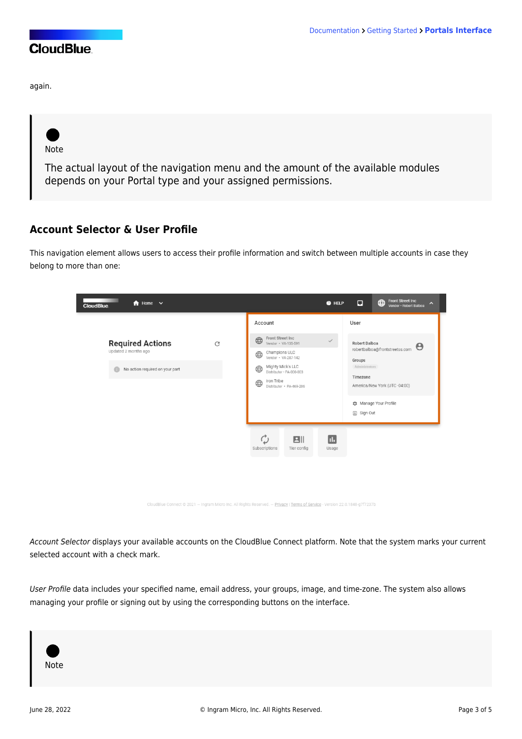again.

> Note
>
> The actual layout of the navigation menu and the amount of the available modules depends on your Portal type and your assigned permissions.

## Account Selector & User Profile

This navigation element allows users to access their profile information and switch between multiple accounts in case they belong to more than one:

*Account Selector* displays your available accounts on the CloudBlue Connect platform. Note that the system marks your current selected account with a check mark.

*User Profile* data includes your specified name, email address, your groups, image, and time-zone. The system also allows managing your profile or signing out by using the corresponding buttons on the interface.

> Note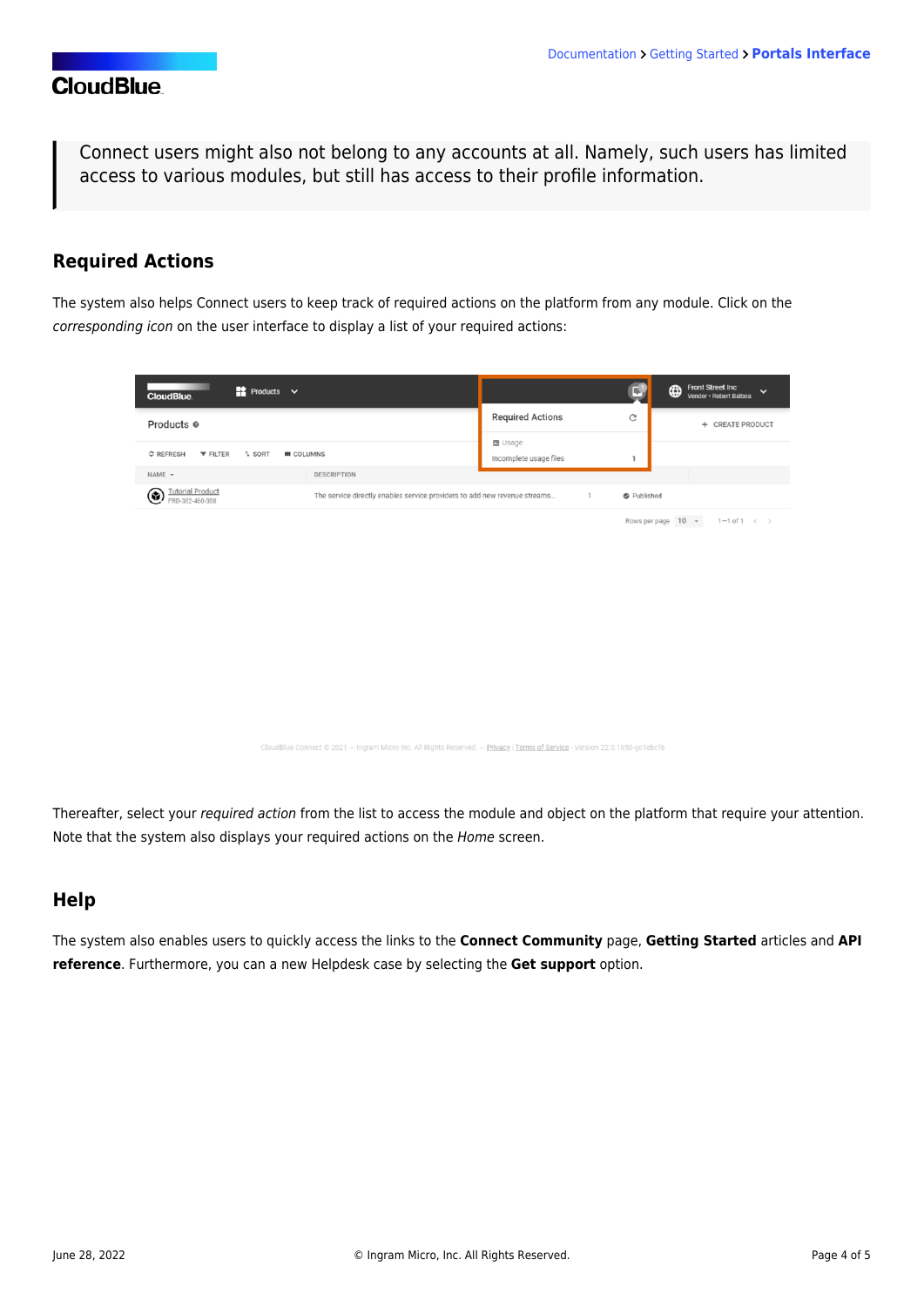> Connect users might also not belong to any accounts at all. Namely, such users has limited access to various modules, but still has access to their profile information.

## Required Actions

The system also helps Connect users to keep track of required actions on the platform from any module. Click on the *corresponding icon* on the user interface to display a list of your required actions:

Thereafter, select your *required action* from the list to access the module and object on the platform that require your attention. Note that the system also displays your required actions on the *Home* screen.

## Help

The system also enables users to quickly access the links to the **Connect Community** page, **Getting Started** articles and **API reference**. Furthermore, you can a new Helpdesk case by selecting the **Get support** option.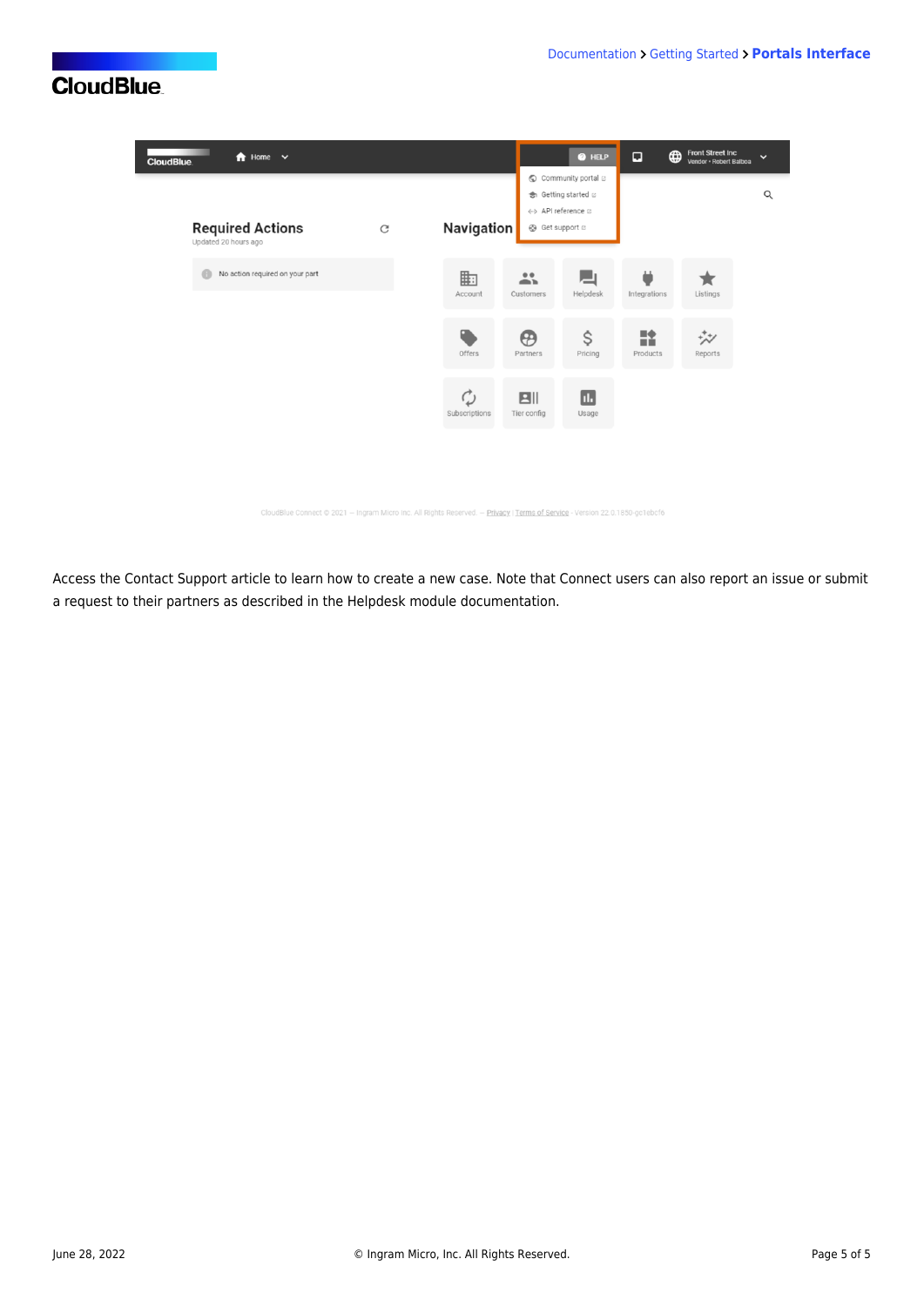Access the Contact Support article to learn how to create a new case. Note that Connect users can also report an issue or submit a request to their partners as described in the Helpdesk module documentation.